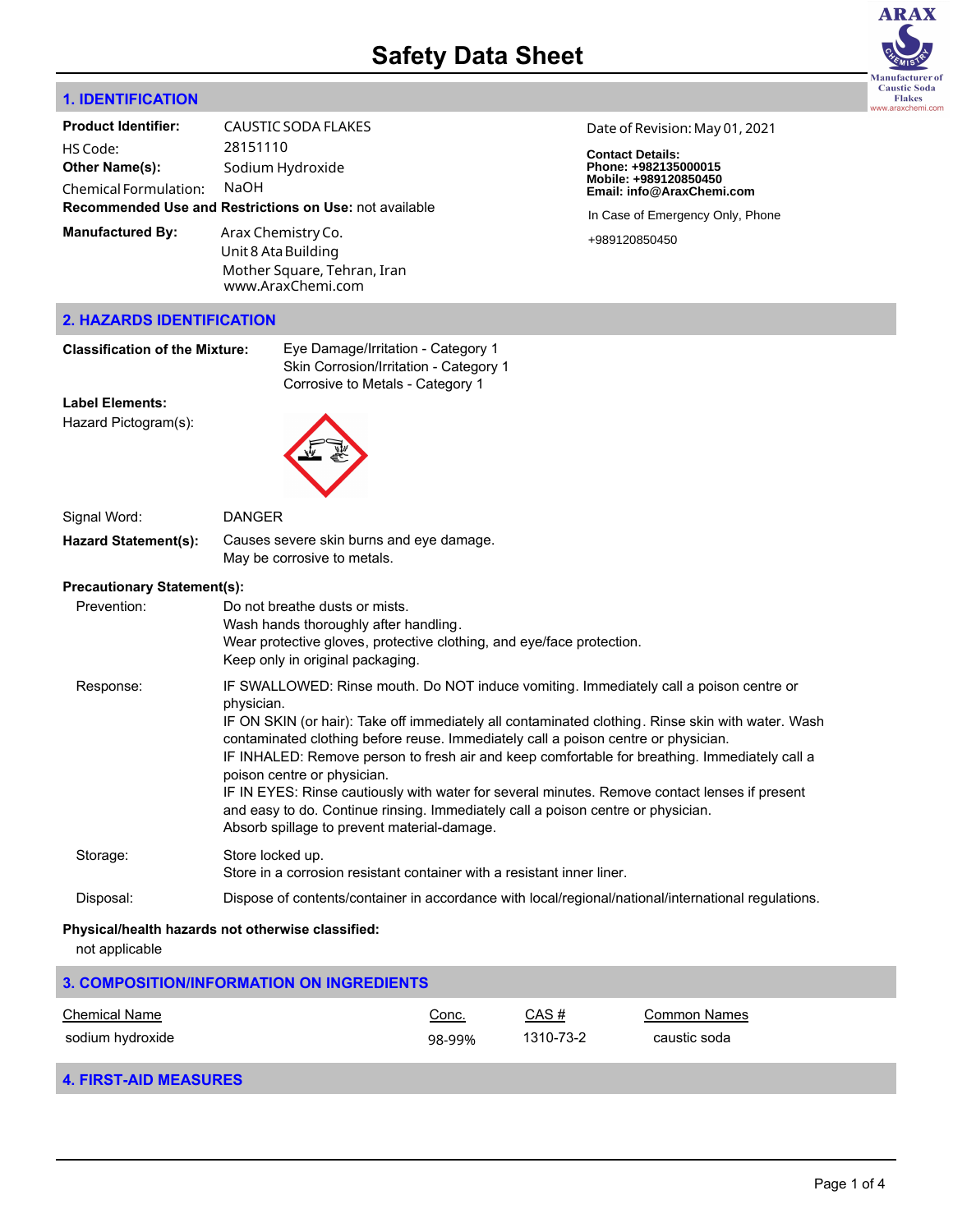# Safety Data Sheet

## 1. IDENTIFICATION

**Product Identifier:** CAUSTIC SODA FLAKES

HS Code: 28151110

**Other Name(s):** Sodium Hydroxide

Chemical Formulation: NaOH

**Recommended Use and Restrictions on Use:** not available

**Manufactured By:** Arax Chemistry Co.
Unit 8 Ata Building
Mother Square, Tehran, Iran
www.AraxChemi.com

Date of Revision: May 01, 2021

**Contact Details:**
**Phone: +982135000015**
**Mobile: +989120850450**
**Email: info@AraxChemi.com**

In Case of Emergency Only, Phone
+989120850450

## 2. HAZARDS IDENTIFICATION

**Classification of the Mixture:** Eye Damage/Irritation - Category 1
Skin Corrosion/Irritation - Category 1
Corrosive to Metals - Category 1

**Label Elements:**

Hazard Pictogram(s):

Signal Word: DANGER

**Hazard Statement(s):** Causes severe skin burns and eye damage.
May be corrosive to metals.

**Precautionary Statement(s):**

Prevention:
Do not breathe dusts or mists.
Wash hands thoroughly after handling.
Wear protective gloves, protective clothing, and eye/face protection.
Keep only in original packaging.

Response:
IF SWALLOWED: Rinse mouth. Do NOT induce vomiting. Immediately call a poison centre or physician.
IF ON SKIN (or hair): Take off immediately all contaminated clothing. Rinse skin with water. Wash contaminated clothing before reuse. Immediately call a poison centre or physician.
IF INHALED: Remove person to fresh air and keep comfortable for breathing. Immediately call a poison centre or physician.
IF IN EYES: Rinse cautiously with water for several minutes. Remove contact lenses if present and easy to do. Continue rinsing. Immediately call a poison centre or physician.
Absorb spillage to prevent material-damage.

Storage:
Store locked up.
Store in a corrosion resistant container with a resistant inner liner.

Disposal:
Dispose of contents/container in accordance with local/regional/national/international regulations.

**Physical/health hazards not otherwise classified:**

not applicable

## 3. COMPOSITION/INFORMATION ON INGREDIENTS

| Chemical Name | Conc. | CAS # | Common Names |
| --- | --- | --- | --- |
| sodium hydroxide | 98-99% | 1310-73-2 | caustic soda |

## 4. FIRST-AID MEASURES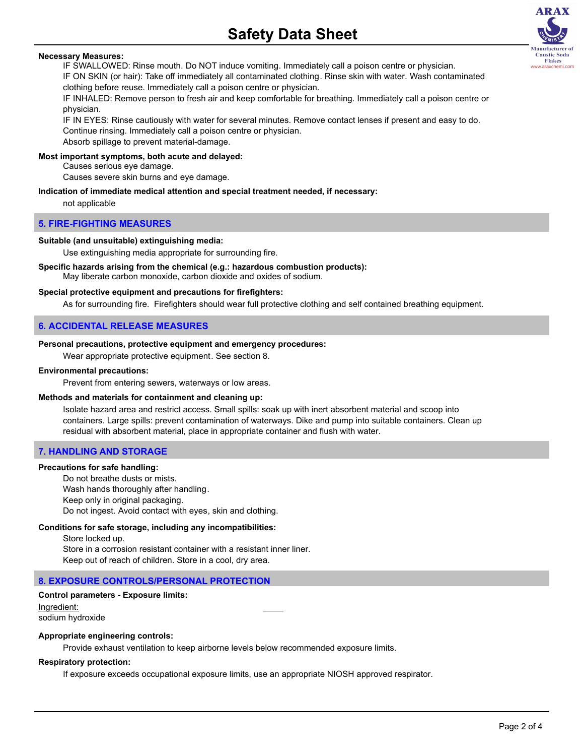**Necessary Measures:**

IF SWALLOWED: Rinse mouth. Do NOT induce vomiting. Immediately call a poison centre or physician.
IF ON SKIN (or hair): Take off immediately all contaminated clothing. Rinse skin with water. Wash contaminated clothing before reuse. Immediately call a poison centre or physician.
IF INHALED: Remove person to fresh air and keep comfortable for breathing. Immediately call a poison centre or physician.
IF IN EYES: Rinse cautiously with water for several minutes. Remove contact lenses if present and easy to do. Continue rinsing. Immediately call a poison centre or physician.
Absorb spillage to prevent material-damage.

**Most important symptoms, both acute and delayed:**

Causes serious eye damage.
Causes severe skin burns and eye damage.

**Indication of immediate medical attention and special treatment needed, if necessary:**

not applicable

## 5. FIRE-FIGHTING MEASURES

**Suitable (and unsuitable) extinguishing media:**

Use extinguishing media appropriate for surrounding fire.

**Specific hazards arising from the chemical (e.g.: hazardous combustion products):**

May liberate carbon monoxide, carbon dioxide and oxides of sodium.

**Special protective equipment and precautions for firefighters:**

As for surrounding fire. Firefighters should wear full protective clothing and self contained breathing equipment.

## 6. ACCIDENTAL RELEASE MEASURES

**Personal precautions, protective equipment and emergency procedures:**

Wear appropriate protective equipment. See section 8.

**Environmental precautions:**

Prevent from entering sewers, waterways or low areas.

**Methods and materials for containment and cleaning up:**

Isolate hazard area and restrict access. Small spills: soak up with inert absorbent material and scoop into containers. Large spills: prevent contamination of waterways. Dike and pump into suitable containers. Clean up residual with absorbent material, place in appropriate container and flush with water.

## 7. HANDLING AND STORAGE

**Precautions for safe handling:**

Do not breathe dusts or mists.
Wash hands thoroughly after handling.
Keep only in original packaging.
Do not ingest. Avoid contact with eyes, skin and clothing.

**Conditions for safe storage, including any incompatibilities:**

Store locked up.
Store in a corrosion resistant container with a resistant inner liner.
Keep out of reach of children. Store in a cool, dry area.

## 8. EXPOSURE CONTROLS/PERSONAL PROTECTION

**Control parameters - Exposure limits:**

| Ingredient: | |
|---|---|
| sodium hydroxide | |

**Appropriate engineering controls:**

Provide exhaust ventilation to keep airborne levels below recommended exposure limits.

**Respiratory protection:**

If exposure exceeds occupational exposure limits, use an appropriate NIOSH approved respirator.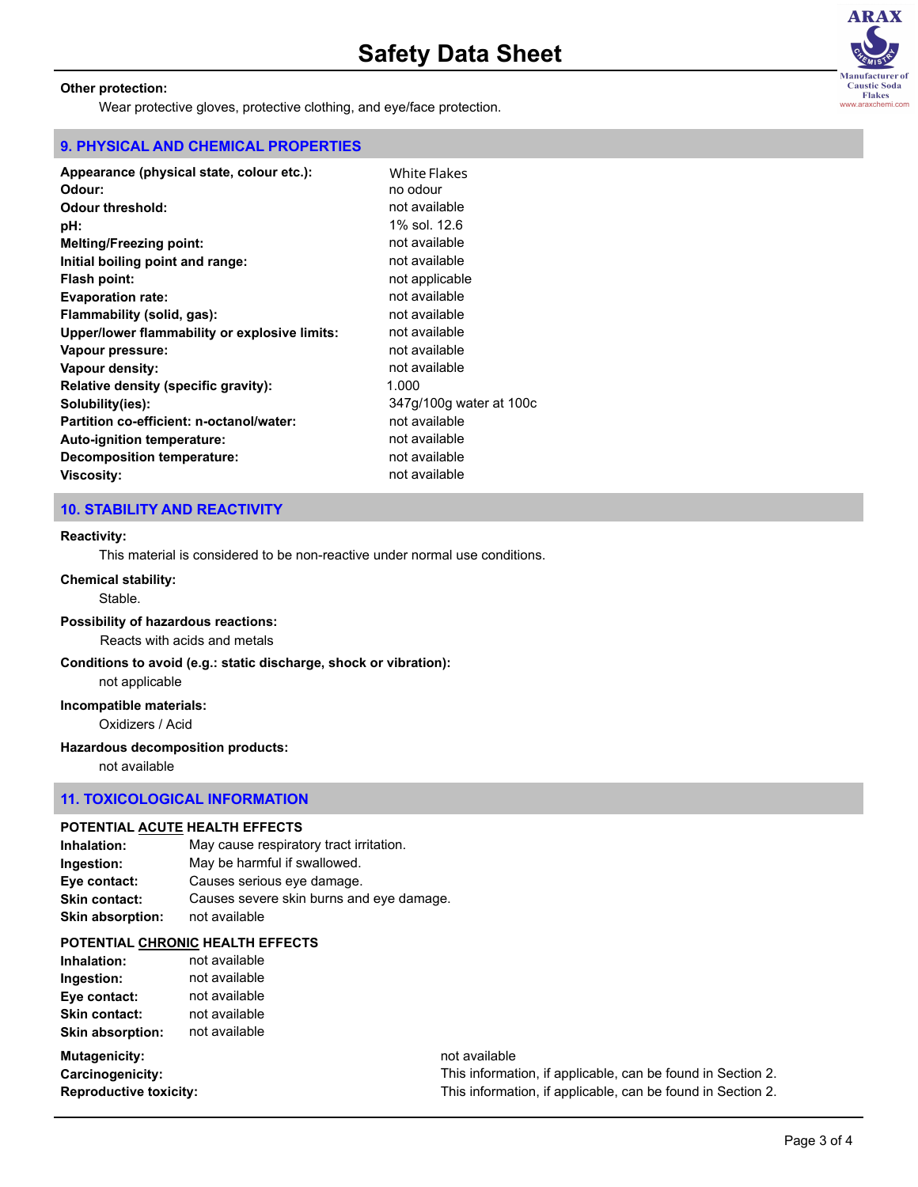**Other protection:**

Wear protective gloves, protective clothing, and eye/face protection.

## 9. PHYSICAL AND CHEMICAL PROPERTIES

| | |
|---|---|
| **Appearance (physical state, colour etc.):** | White Flakes |
| **Odour:** | no odour |
| **Odour threshold:** | not available |
| **pH:** | 1% sol. 12.6 |
| **Melting/Freezing point:** | not available |
| **Initial boiling point and range:** | not available |
| **Flash point:** | not applicable |
| **Evaporation rate:** | not available |
| **Flammability (solid, gas):** | not available |
| **Upper/lower flammability or explosive limits:** | not available |
| **Vapour pressure:** | not available |
| **Vapour density:** | not available |
| **Relative density (specific gravity):** | 1.000 |
| **Solubility(ies):** | 347g/100g water at 100c |
| **Partition co-efficient: n-octanol/water:** | not available |
| **Auto-ignition temperature:** | not available |
| **Decomposition temperature:** | not available |
| **Viscosity:** | not available |

## 10. STABILITY AND REACTIVITY

**Reactivity:**

This material is considered to be non-reactive under normal use conditions.

**Chemical stability:**

Stable.

**Possibility of hazardous reactions:**

Reacts with acids and metals

**Conditions to avoid (e.g.: static discharge, shock or vibration):**

not applicable

**Incompatible materials:**

Oxidizers / Acid

**Hazardous decomposition products:**

not available

## 11. TOXICOLOGICAL INFORMATION

**POTENTIAL ACUTE HEALTH EFFECTS**

| | |
|---|---|
| **Inhalation:** | May cause respiratory tract irritation. |
| **Ingestion:** | May be harmful if swallowed. |
| **Eye contact:** | Causes serious eye damage. |
| **Skin contact:** | Causes severe skin burns and eye damage. |
| **Skin absorption:** | not available |

**POTENTIAL CHRONIC HEALTH EFFECTS**

| | |
|---|---|
| **Inhalation:** | not available |
| **Ingestion:** | not available |
| **Eye contact:** | not available |
| **Skin contact:** | not available |
| **Skin absorption:** | not available |

| | |
|---|---|
| **Mutagenicity:** | not available |
| **Carcinogenicity:** | This information, if applicable, can be found in Section 2. |
| **Reproductive toxicity:** | This information, if applicable, can be found in Section 2. |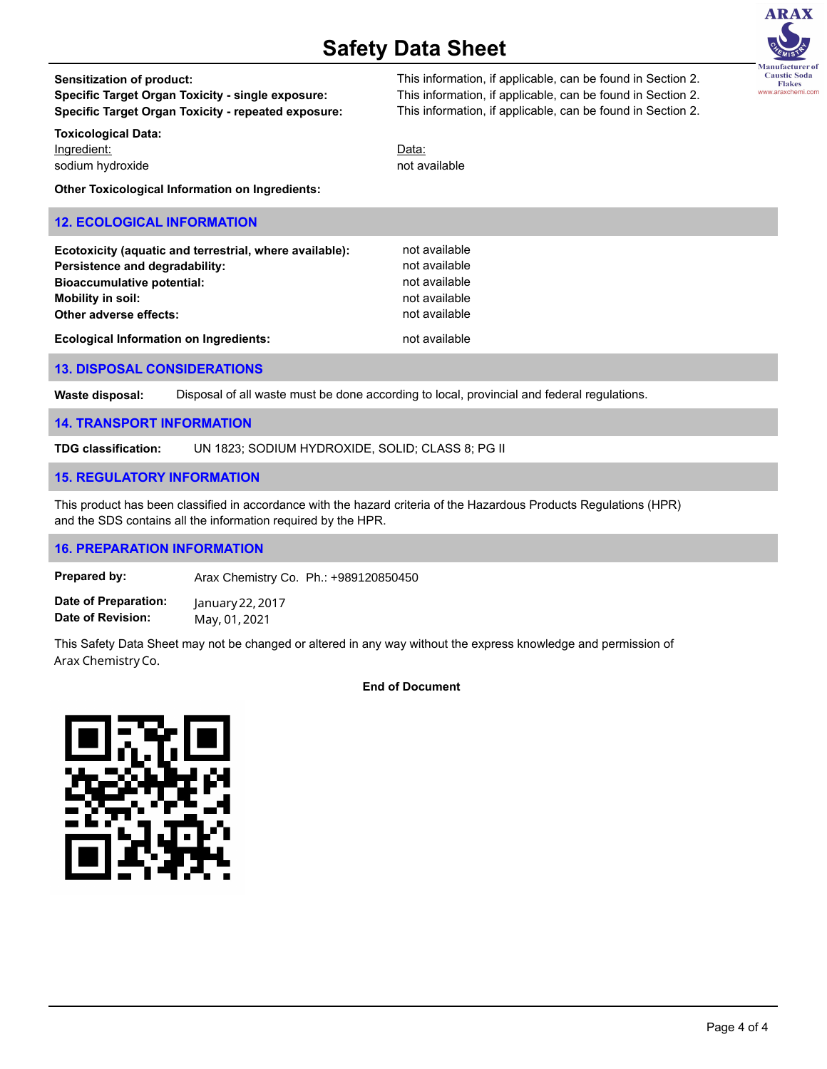**Sensitization of product:** This information, if applicable, can be found in Section 2.
**Specific Target Organ Toxicity - single exposure:** This information, if applicable, can be found in Section 2.
**Specific Target Organ Toxicity - repeated exposure:** This information, if applicable, can be found in Section 2.

**Toxicological Data:**

| Ingredient: | Data: |
|---|---|
| sodium hydroxide | not available |

**Other Toxicological Information on Ingredients:**

## 12. ECOLOGICAL INFORMATION

**Ecotoxicity (aquatic and terrestrial, where available):** not available
**Persistence and degradability:** not available
**Bioaccumulative potential:** not available
**Mobility in soil:** not available
**Other adverse effects:** not available

**Ecological Information on Ingredients:** not available

## 13. DISPOSAL CONSIDERATIONS

**Waste disposal:** Disposal of all waste must be done according to local, provincial and federal regulations.

## 14. TRANSPORT INFORMATION

**TDG classification:** UN 1823; SODIUM HYDROXIDE, SOLID; CLASS 8; PG II

## 15. REGULATORY INFORMATION

This product has been classified in accordance with the hazard criteria of the Hazardous Products Regulations (HPR) and the SDS contains all the information required by the HPR.

## 16. PREPARATION INFORMATION

**Prepared by:** Arax Chemistry Co. Ph.: +989120850450

**Date of Preparation:** January 22, 2017
**Date of Revision:** May, 01, 2021

This Safety Data Sheet may not be changed or altered in any way without the express knowledge and permission of Arax Chemistry Co.

**End of Document**